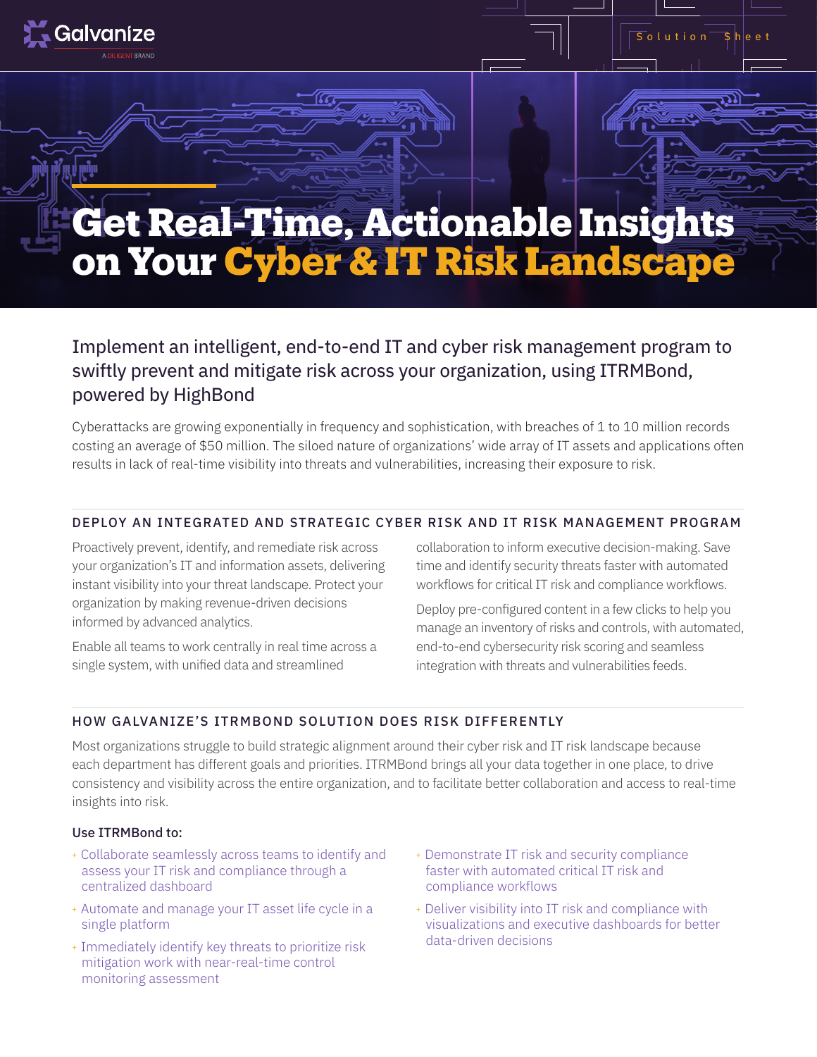Galvanize

A DILIGENT BRAND

Solution Sheet

# Get Real-Time, Actionable Insights on Your Cyber & IT Risk Landscape

Implement an intelligent, end-to-end IT and cyber risk management program to swiftly prevent and mitigate risk across your organization, using ITRMBond, powered by HighBond

Cyberattacks are growing exponentially in frequency and sophistication, with breaches of 1 to 10 million records costing an average of $50 million. The siloed nature of organizations' wide array of IT assets and applications often results in lack of real-time visibility into threats and vulnerabilities, increasing their exposure to risk.

## DEPLOY AN INTEGRATED AND STRATEGIC CYBER RISK AND IT RISK MANAGEMENT PROGRAM

Proactively prevent, identify, and remediate risk across your organization's IT and information assets, delivering instant visibility into your threat landscape. Protect your organization by making revenue-driven decisions informed by advanced analytics.

Enable all teams to work centrally in real time across a single system, with unified data and streamlined collaboration to inform executive decision-making. Save time and identify security threats faster with automated workflows for critical IT risk and compliance workflows.

Deploy pre-configured content in a few clicks to help you manage an inventory of risks and controls, with automated, end-to-end cybersecurity risk scoring and seamless integration with threats and vulnerabilities feeds.

## HOW GALVANIZE'S ITRMBOND SOLUTION DOES RISK DIFFERENTLY

Most organizations struggle to build strategic alignment around their cyber risk and IT risk landscape because each department has different goals and priorities. ITRMBond brings all your data together in one place, to drive consistency and visibility across the entire organization, and to facilitate better collaboration and access to real-time insights into risk.

**Use ITRMBond to:**

- Collaborate seamlessly across teams to identify and assess your IT risk and compliance through a centralized dashboard
- Automate and manage your IT asset life cycle in a single platform
- Immediately identify key threats to prioritize risk mitigation work with near-real-time control monitoring assessment
- Demonstrate IT risk and security compliance faster with automated critical IT risk and compliance workflows
- Deliver visibility into IT risk and compliance with visualizations and executive dashboards for better data-driven decisions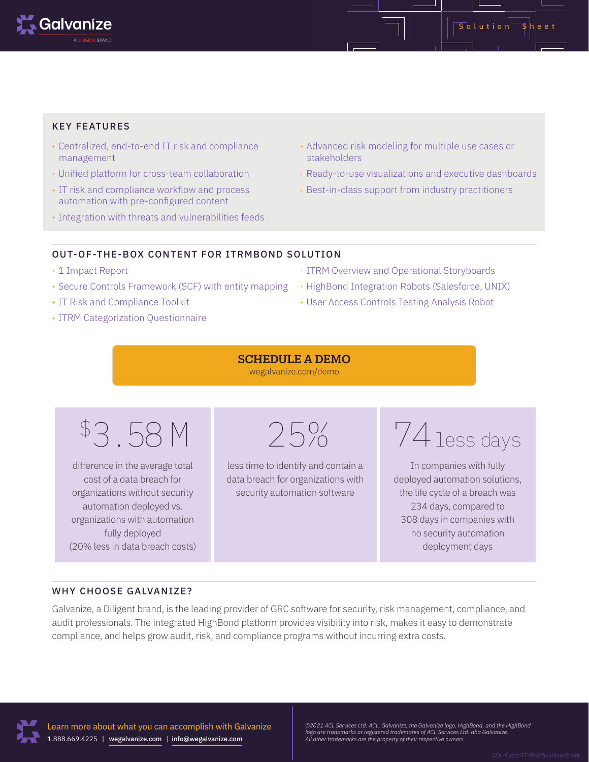## KEY FEATURES

- Centralized, end-to-end IT risk and compliance management
- Unified platform for cross-team collaboration
- IT risk and compliance workflow and process automation with pre-configured content
- Integration with threats and vulnerabilities feeds
- Advanced risk modeling for multiple use cases or stakeholders
- Ready-to-use visualizations and executive dashboards
- Best-in-class support from industry practitioners

## OUT-OF-THE-BOX CONTENT FOR ITRMBOND SOLUTION

- 1 Impact Report
- Secure Controls Framework (SCF) with entity mapping
- IT Risk and Compliance Toolkit
- ITRM Categorization Questionnaire
- ITRM Overview and Operational Storyboards
- HighBond Integration Robots (Salesforce, UNIX)
- User Access Controls Testing Analysis Robot

**SCHEDULE A DEMO**
wegalvanize.com/demo

**$3.58 M**

difference in the average total cost of a data breach for organizations without security automation deployed vs. organizations with automation fully deployed (20% less in data breach costs)

**25%**

less time to identify and contain a data breach for organizations with security automation software

**74 less days**

In companies with fully deployed automation solutions, the life cycle of a breach was 234 days, compared to 308 days in companies with no security automation deployment days

## WHY CHOOSE GALVANIZE?

Galvanize, a Diligent brand, is the leading provider of GRC software for security, risk management, compliance, and audit professionals. The integrated HighBond platform provides visibility into risk, makes it easy to demonstrate compliance, and helps grow audit, risk, and compliance programs without incurring extra costs.

Learn more about what you can accomplish with Galvanize
1.888.669.4225 | wegalvanize.com | info@wegalvanize.com

*©2021 ACL Services Ltd. ACL, Galvanize, the Galvanize logo, HighBond, and the HighBond logo are trademarks or registered trademarks of ACL Services Ltd. dba Galvanize. All other trademarks are the property of their respective owners.*

COL-Cyber-IT-Risk-Solution-Sheet